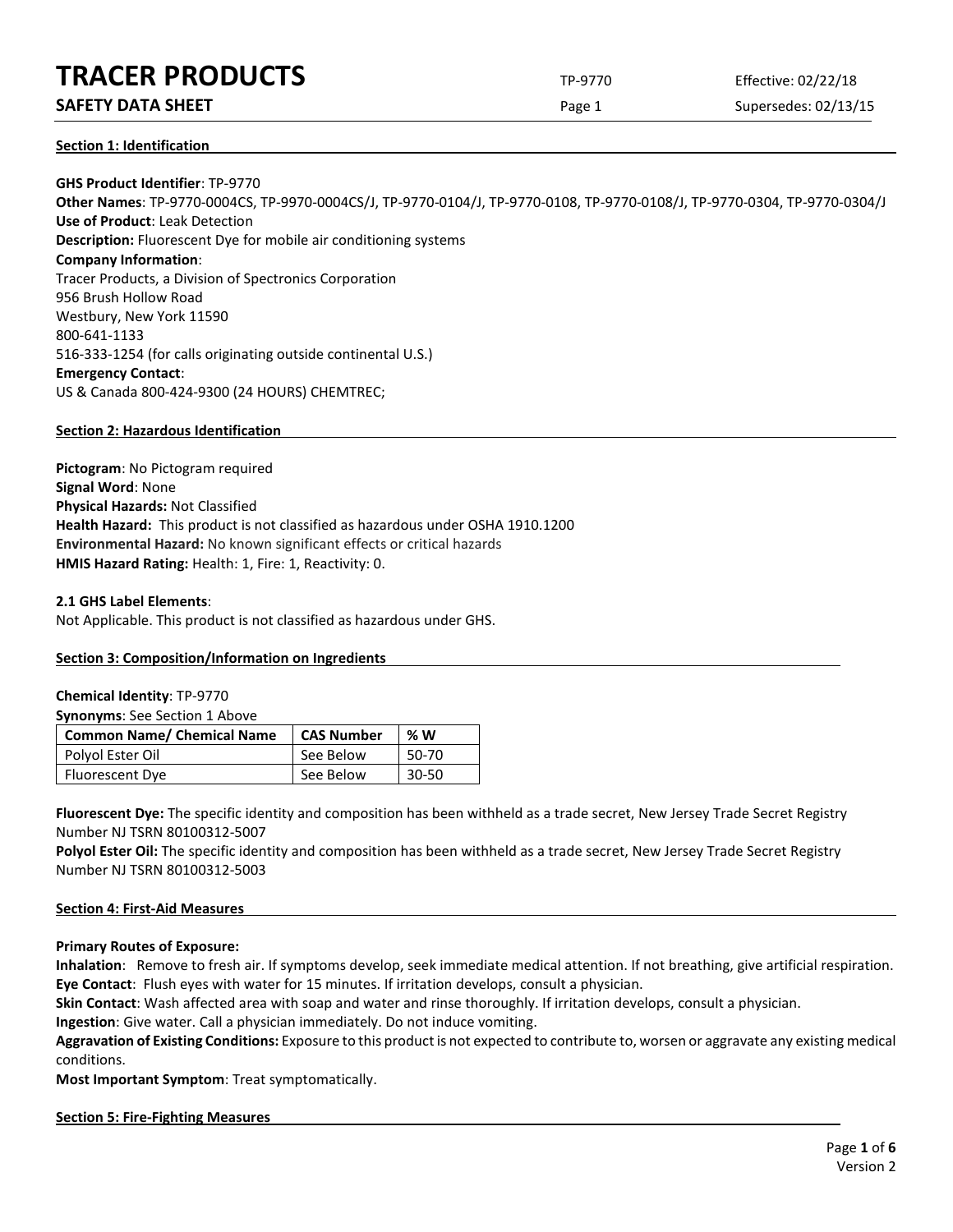# TRACER PRODUCTS

**SAFETY DATA SHEET**

TP-9770 Effective: 02/22/18 Supersedes: 02/13/15

## Section 1: Identification

**GHS Product Identifier**: TP-9770
**Other Names**: TP-9770-0004CS, TP-9970-0004CS/J, TP-9770-0104/J, TP-9770-0108, TP-9770-0108/J, TP-9770-0304, TP-9770-0304/J
**Use of Product**: Leak Detection
**Description:** Fluorescent Dye for mobile air conditioning systems
**Company Information**:
Tracer Products, a Division of Spectronics Corporation
956 Brush Hollow Road
Westbury, New York 11590
800-641-1133
516-333-1254 (for calls originating outside continental U.S.)
**Emergency Contact**:
US & Canada 800-424-9300 (24 HOURS) CHEMTREC;

## Section 2: Hazardous Identification

**Pictogram**: No Pictogram required
**Signal Word**: None
**Physical Hazards:** Not Classified
**Health Hazard:** This product is not classified as hazardous under OSHA 1910.1200
**Environmental Hazard:** No known significant effects or critical hazards
**HMIS Hazard Rating:** Health: 1, Fire: 1, Reactivity: 0.

**2.1 GHS Label Elements**:
Not Applicable. This product is not classified as hazardous under GHS.

## Section 3: Composition/Information on Ingredients

**Chemical Identity**: TP-9770
**Synonyms**: See Section 1 Above

| Common Name/ Chemical Name | CAS Number | % W |
|---|---|---|
| Polyol Ester Oil | See Below | 50-70 |
| Fluorescent Dye | See Below | 30-50 |

**Fluorescent Dye:** The specific identity and composition has been withheld as a trade secret, New Jersey Trade Secret Registry Number NJ TSRN 80100312-5007
**Polyol Ester Oil:** The specific identity and composition has been withheld as a trade secret, New Jersey Trade Secret Registry Number NJ TSRN 80100312-5003

## Section 4: First-Aid Measures

**Primary Routes of Exposure:**
**Inhalation**: Remove to fresh air. If symptoms develop, seek immediate medical attention. If not breathing, give artificial respiration.
**Eye Contact**: Flush eyes with water for 15 minutes. If irritation develops, consult a physician.
**Skin Contact**: Wash affected area with soap and water and rinse thoroughly. If irritation develops, consult a physician.
**Ingestion**: Give water. Call a physician immediately. Do not induce vomiting.
**Aggravation of Existing Conditions:** Exposure to this product is not expected to contribute to, worsen or aggravate any existing medical conditions.
**Most Important Symptom**: Treat symptomatically.

## Section 5: Fire-Fighting Measures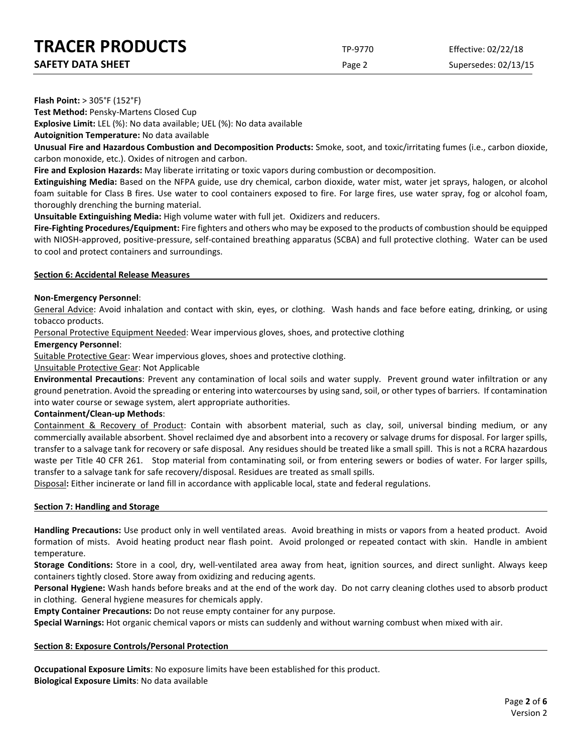**Flash Point:** > 305°F (152°F)

**Test Method:** Pensky-Martens Closed Cup

**Explosive Limit:** LEL (%): No data available; UEL (%): No data available

**Autoignition Temperature:** No data available

**Unusual Fire and Hazardous Combustion and Decomposition Products:** Smoke, soot, and toxic/irritating fumes (i.e., carbon dioxide, carbon monoxide, etc.). Oxides of nitrogen and carbon.

**Fire and Explosion Hazards:** May liberate irritating or toxic vapors during combustion or decomposition.

**Extinguishing Media:** Based on the NFPA guide, use dry chemical, carbon dioxide, water mist, water jet sprays, halogen, or alcohol foam suitable for Class B fires. Use water to cool containers exposed to fire. For large fires, use water spray, fog or alcohol foam, thoroughly drenching the burning material.

**Unsuitable Extinguishing Media:** High volume water with full jet. Oxidizers and reducers.

**Fire-Fighting Procedures/Equipment:** Fire fighters and others who may be exposed to the products of combustion should be equipped with NIOSH-approved, positive-pressure, self-contained breathing apparatus (SCBA) and full protective clothing. Water can be used to cool and protect containers and surroundings.

## Section 6: Accidental Release Measures

**Non-Emergency Personnel**:

General Advice: Avoid inhalation and contact with skin, eyes, or clothing. Wash hands and face before eating, drinking, or using tobacco products.

Personal Protective Equipment Needed: Wear impervious gloves, shoes, and protective clothing

**Emergency Personnel**:

Suitable Protective Gear: Wear impervious gloves, shoes and protective clothing.

Unsuitable Protective Gear: Not Applicable

**Environmental Precautions**: Prevent any contamination of local soils and water supply. Prevent ground water infiltration or any ground penetration. Avoid the spreading or entering into watercourses by using sand, soil, or other types of barriers. If contamination into water course or sewage system, alert appropriate authorities.

**Containment/Clean-up Methods**:

Containment & Recovery of Product: Contain with absorbent material, such as clay, soil, universal binding medium, or any commercially available absorbent. Shovel reclaimed dye and absorbent into a recovery or salvage drums for disposal. For larger spills, transfer to a salvage tank for recovery or safe disposal. Any residues should be treated like a small spill. This is not a RCRA hazardous waste per Title 40 CFR 261. Stop material from contaminating soil, or from entering sewers or bodies of water. For larger spills, transfer to a salvage tank for safe recovery/disposal. Residues are treated as small spills.

Disposal**:** Either incinerate or land fill in accordance with applicable local, state and federal regulations.

## Section 7: Handling and Storage

**Handling Precautions:** Use product only in well ventilated areas. Avoid breathing in mists or vapors from a heated product. Avoid formation of mists. Avoid heating product near flash point. Avoid prolonged or repeated contact with skin. Handle in ambient temperature.

**Storage Conditions:** Store in a cool, dry, well-ventilated area away from heat, ignition sources, and direct sunlight. Always keep containers tightly closed. Store away from oxidizing and reducing agents.

**Personal Hygiene:** Wash hands before breaks and at the end of the work day. Do not carry cleaning clothes used to absorb product in clothing. General hygiene measures for chemicals apply.

**Empty Container Precautions:** Do not reuse empty container for any purpose.

**Special Warnings:** Hot organic chemical vapors or mists can suddenly and without warning combust when mixed with air.

## Section 8: Exposure Controls/Personal Protection

**Occupational Exposure Limits**: No exposure limits have been established for this product.

**Biological Exposure Limits**: No data available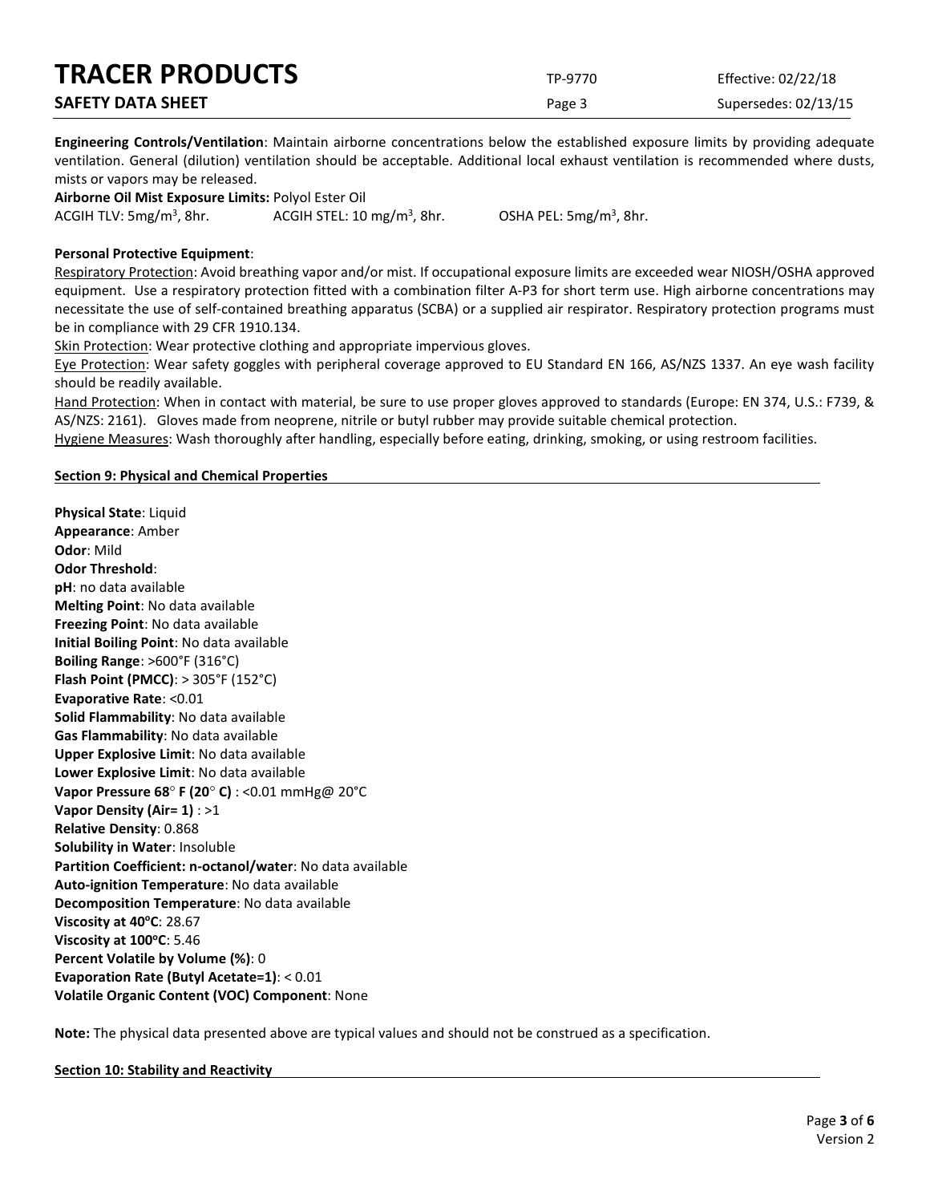**Engineering Controls/Ventilation**: Maintain airborne concentrations below the established exposure limits by providing adequate ventilation. General (dilution) ventilation should be acceptable. Additional local exhaust ventilation is recommended where dusts, mists or vapors may be released.

**Airborne Oil Mist Exposure Limits:** Polyol Ester Oil

ACGIH TLV: 5mg/m$^3$, 8hr. ACGIH STEL: 10 mg/m$^3$, 8hr. OSHA PEL: 5mg/m$^3$, 8hr.

**Personal Protective Equipment**:

Respiratory Protection: Avoid breathing vapor and/or mist. If occupational exposure limits are exceeded wear NIOSH/OSHA approved equipment. Use a respiratory protection fitted with a combination filter A-P3 for short term use. High airborne concentrations may necessitate the use of self-contained breathing apparatus (SCBA) or a supplied air respirator. Respiratory protection programs must be in compliance with 29 CFR 1910.134.

Skin Protection: Wear protective clothing and appropriate impervious gloves.

Eye Protection: Wear safety goggles with peripheral coverage approved to EU Standard EN 166, AS/NZS 1337. An eye wash facility should be readily available.

Hand Protection: When in contact with material, be sure to use proper gloves approved to standards (Europe: EN 374, U.S.: F739, & AS/NZS: 2161). Gloves made from neoprene, nitrile or butyl rubber may provide suitable chemical protection.

Hygiene Measures: Wash thoroughly after handling, especially before eating, drinking, smoking, or using restroom facilities.

## Section 9: Physical and Chemical Properties

**Physical State**: Liquid
**Appearance**: Amber
**Odor**: Mild
**Odor Threshold**:
**pH**: no data available
**Melting Point**: No data available
**Freezing Point**: No data available
**Initial Boiling Point**: No data available
**Boiling Range**: >600°F (316°C)
**Flash Point (PMCC)**: > 305°F (152°C)
**Evaporative Rate**: <0.01
**Solid Flammability**: No data available
**Gas Flammability**: No data available
**Upper Explosive Limit**: No data available
**Lower Explosive Limit**: No data available
**Vapor Pressure 68° F (20° C)** : <0.01 mmHg@ 20°C
**Vapor Density (Air= 1)** : >1
**Relative Density**: 0.868
**Solubility in Water**: Insoluble
**Partition Coefficient: n-octanol/water**: No data available
**Auto-ignition Temperature**: No data available
**Decomposition Temperature**: No data available
**Viscosity at 40°C**: 28.67
**Viscosity at 100°C**: 5.46
**Percent Volatile by Volume (%)**: 0
**Evaporation Rate (Butyl Acetate=1)**: < 0.01
**Volatile Organic Content (VOC) Component**: None

**Note:** The physical data presented above are typical values and should not be construed as a specification.

## Section 10: Stability and Reactivity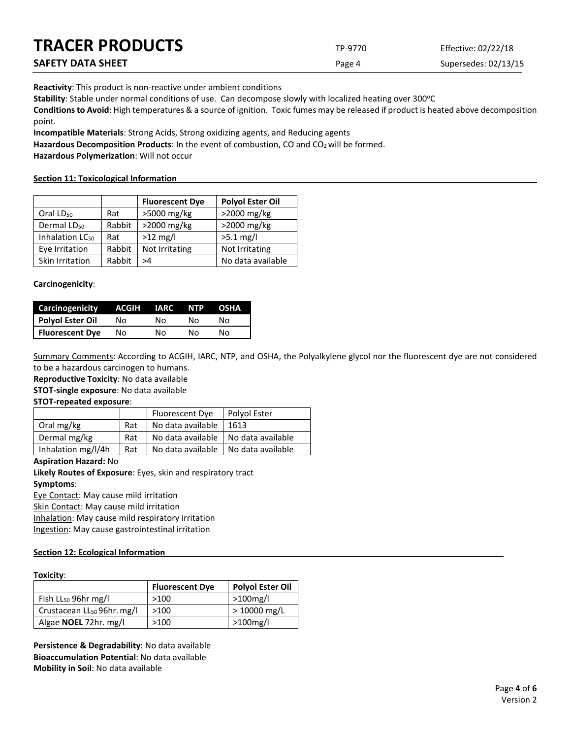**Reactivity**: This product is non-reactive under ambient conditions

**Stability**: Stable under normal conditions of use. Can decompose slowly with localized heating over 300°C

**Conditions to Avoid**: High temperatures & a source of ignition. Toxic fumes may be released if product is heated above decomposition point.

**Incompatible Materials**: Strong Acids, Strong oxidizing agents, and Reducing agents

**Hazardous Decomposition Products**: In the event of combustion, CO and $CO_2$ will be formed.

**Hazardous Polymerization**: Will not occur

## Section 11: Toxicological Information

| | | Fluorescent Dye | Polyol Ester Oil |
|---|---|---|---|
| Oral $LD_{50}$ | Rat | >5000 mg/kg | >2000 mg/kg |
| Dermal $LD_{50}$ | Rabbit | >2000 mg/kg | >2000 mg/kg |
| Inhalation $LC_{50}$ | Rat | >12 mg/l | >5.1 mg/l |
| Eye Irritation | Rabbit | Not Irritating | Not Irritating |
| Skin Irritation | Rabbit | >4 | No data available |

**Carcinogenicity**:

| Carcinogenicity | ACGIH | IARC | NTP | OSHA |
|---|---|---|---|---|
| Polyol Ester Oil | No | No | No | No |
| Fluorescent Dye | No | No | No | No |

Summary Comments: According to ACGIH, IARC, NTP, and OSHA, the Polyalkylene glycol nor the fluorescent dye are not considered to be a hazardous carcinogen to humans.

**Reproductive Toxicity**: No data available

**STOT-single exposure**: No data available

**STOT-repeated exposure**:

| | | Fluorescent Dye | Polyol Ester |
|---|---|---|---|
| Oral mg/kg | Rat | No data available | 1613 |
| Dermal mg/kg | Rat | No data available | No data available |
| Inhalation mg/l/4h | Rat | No data available | No data available |

**Aspiration Hazard:** No

**Likely Routes of Exposure**: Eyes, skin and respiratory tract

**Symptoms**:

Eye Contact: May cause mild irritation

Skin Contact: May cause mild irritation

Inhalation: May cause mild respiratory irritation

Ingestion: May cause gastrointestinal irritation

## Section 12: Ecological Information

**Toxicity**:

| | Fluorescent Dye | Polyol Ester Oil |
|---|---|---|
| Fish $LL_{50}$ 96hr mg/l | >100 | >100mg/l |
| Crustacean $LL_{50}$ 96hr. mg/l | >100 | > 10000 mg/L |
| Algae **NOEL** 72hr. mg/l | >100 | >100mg/l |

**Persistence & Degradability**: No data available

**Bioaccumulation Potential**: No data available

**Mobility in Soil**: No data available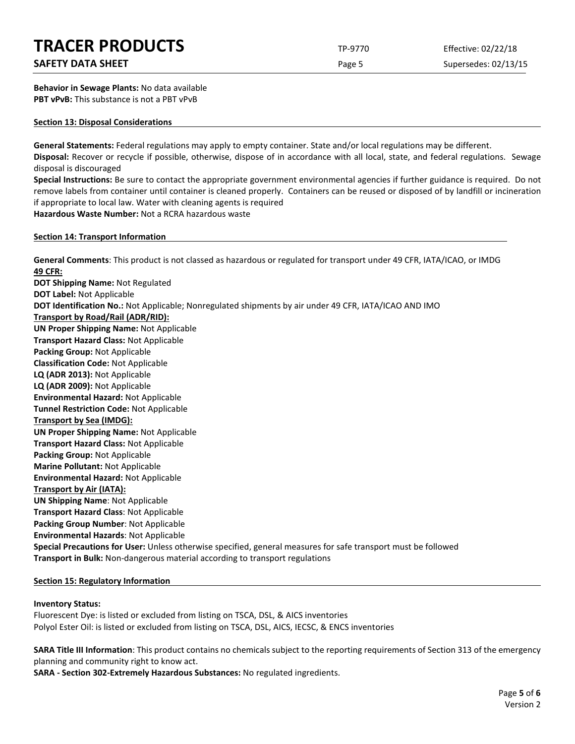**Behavior in Sewage Plants:** No data available
**PBT vPvB:** This substance is not a PBT vPvB

## Section 13: Disposal Considerations

**General Statements:** Federal regulations may apply to empty container. State and/or local regulations may be different.
**Disposal:** Recover or recycle if possible, otherwise, dispose of in accordance with all local, state, and federal regulations. Sewage disposal is discouraged
**Special Instructions:** Be sure to contact the appropriate government environmental agencies if further guidance is required. Do not remove labels from container until container is cleaned properly. Containers can be reused or disposed of by landfill or incineration if appropriate to local law. Water with cleaning agents is required
**Hazardous Waste Number:** Not a RCRA hazardous waste

## Section 14: Transport Information

**General Comments**: This product is not classed as hazardous or regulated for transport under 49 CFR, IATA/ICAO, or IMDG
**49 CFR:**
**DOT Shipping Name:** Not Regulated
**DOT Label:** Not Applicable
**DOT Identification No.:** Not Applicable; Nonregulated shipments by air under 49 CFR, IATA/ICAO AND IMO
**Transport by Road/Rail (ADR/RID):**
**UN Proper Shipping Name:** Not Applicable
**Transport Hazard Class:** Not Applicable
**Packing Group:** Not Applicable
**Classification Code:** Not Applicable
**LQ (ADR 2013):** Not Applicable
**LQ (ADR 2009):** Not Applicable
**Environmental Hazard:** Not Applicable
**Tunnel Restriction Code:** Not Applicable
**Transport by Sea (IMDG):**
**UN Proper Shipping Name:** Not Applicable
**Transport Hazard Class:** Not Applicable
**Packing Group:** Not Applicable
**Marine Pollutant:** Not Applicable
**Environmental Hazard:** Not Applicable
**Transport by Air (IATA):**
**UN Shipping Name**: Not Applicable
**Transport Hazard Class**: Not Applicable
**Packing Group Number**: Not Applicable
**Environmental Hazards**: Not Applicable
**Special Precautions for User:** Unless otherwise specified, general measures for safe transport must be followed
**Transport in Bulk:** Non-dangerous material according to transport regulations

## Section 15: Regulatory Information

**Inventory Status:**
Fluorescent Dye: is listed or excluded from listing on TSCA, DSL, & AICS inventories
Polyol Ester Oil: is listed or excluded from listing on TSCA, DSL, AICS, IECSC, & ENCS inventories

**SARA Title III Information**: This product contains no chemicals subject to the reporting requirements of Section 313 of the emergency planning and community right to know act.
**SARA - Section 302-Extremely Hazardous Substances:** No regulated ingredients.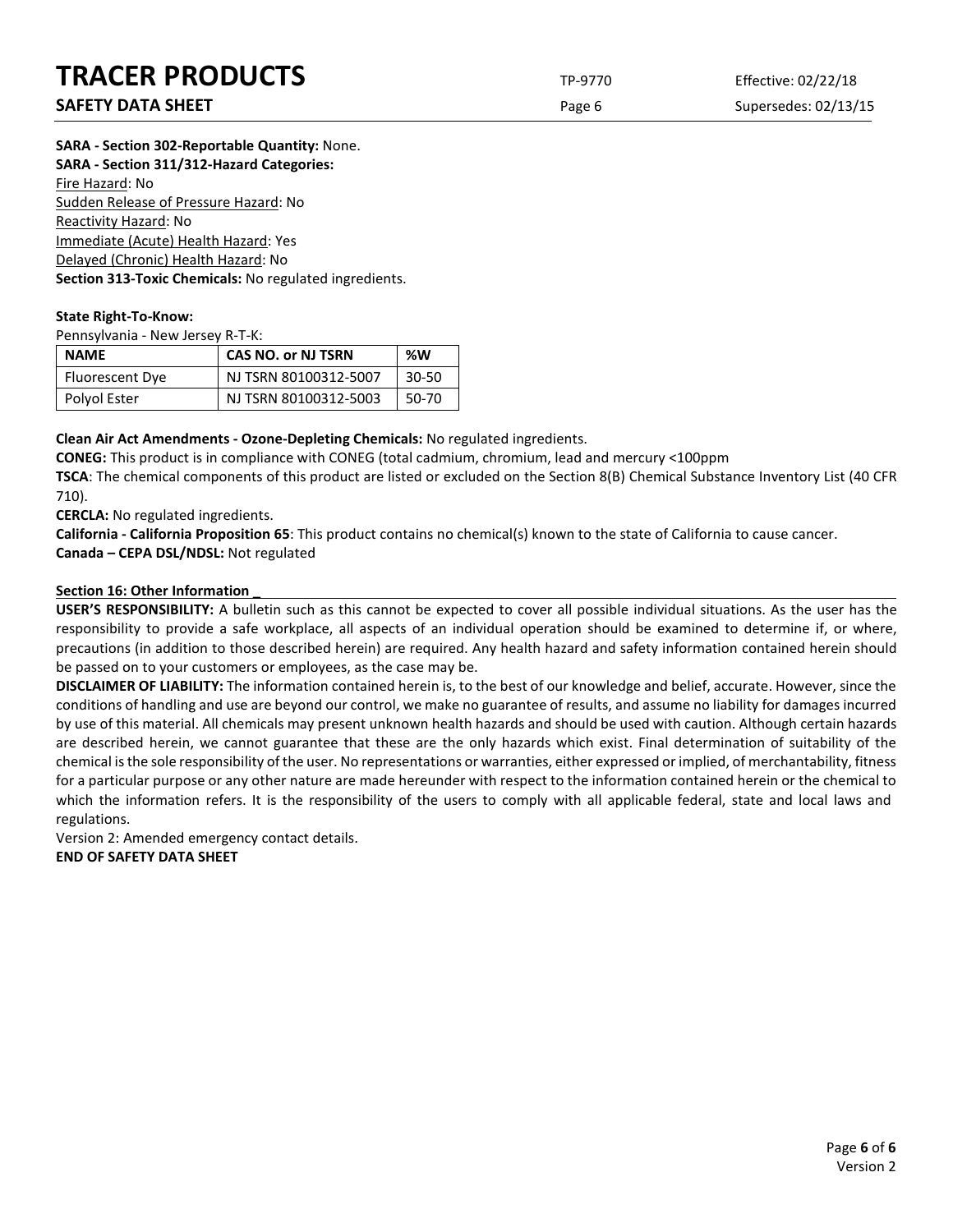**SARA - Section 302-Reportable Quantity:** None.

**SARA - Section 311/312-Hazard Categories:**

Fire Hazard: No

Sudden Release of Pressure Hazard: No

Reactivity Hazard: No

Immediate (Acute) Health Hazard: Yes

Delayed (Chronic) Health Hazard: No

**Section 313-Toxic Chemicals:** No regulated ingredients.

**State Right-To-Know:**

Pennsylvania - New Jersey R-T-K:

| NAME | CAS NO. or NJ TSRN | %W |
|---|---|---|
| Fluorescent Dye | NJ TSRN 80100312-5007 | 30-50 |
| Polyol Ester | NJ TSRN 80100312-5003 | 50-70 |

**Clean Air Act Amendments - Ozone-Depleting Chemicals:** No regulated ingredients.

**CONEG:** This product is in compliance with CONEG (total cadmium, chromium, lead and mercury <100ppm

**TSCA**: The chemical components of this product are listed or excluded on the Section 8(B) Chemical Substance Inventory List (40 CFR 710).

**CERCLA:** No regulated ingredients.

**California - California Proposition 65**: This product contains no chemical(s) known to the state of California to cause cancer.

**Canada – CEPA DSL/NDSL:** Not regulated

## Section 16: Other Information

**USER'S RESPONSIBILITY:** A bulletin such as this cannot be expected to cover all possible individual situations. As the user has the responsibility to provide a safe workplace, all aspects of an individual operation should be examined to determine if, or where, precautions (in addition to those described herein) are required. Any health hazard and safety information contained herein should be passed on to your customers or employees, as the case may be.

**DISCLAIMER OF LIABILITY:** The information contained herein is, to the best of our knowledge and belief, accurate. However, since the conditions of handling and use are beyond our control, we make no guarantee of results, and assume no liability for damages incurred by use of this material. All chemicals may present unknown health hazards and should be used with caution. Although certain hazards are described herein, we cannot guarantee that these are the only hazards which exist. Final determination of suitability of the chemical is the sole responsibility of the user. No representations or warranties, either expressed or implied, of merchantability, fitness for a particular purpose or any other nature are made hereunder with respect to the information contained herein or the chemical to which the information refers. It is the responsibility of the users to comply with all applicable federal, state and local laws and regulations.

Version 2: Amended emergency contact details.

**END OF SAFETY DATA SHEET**